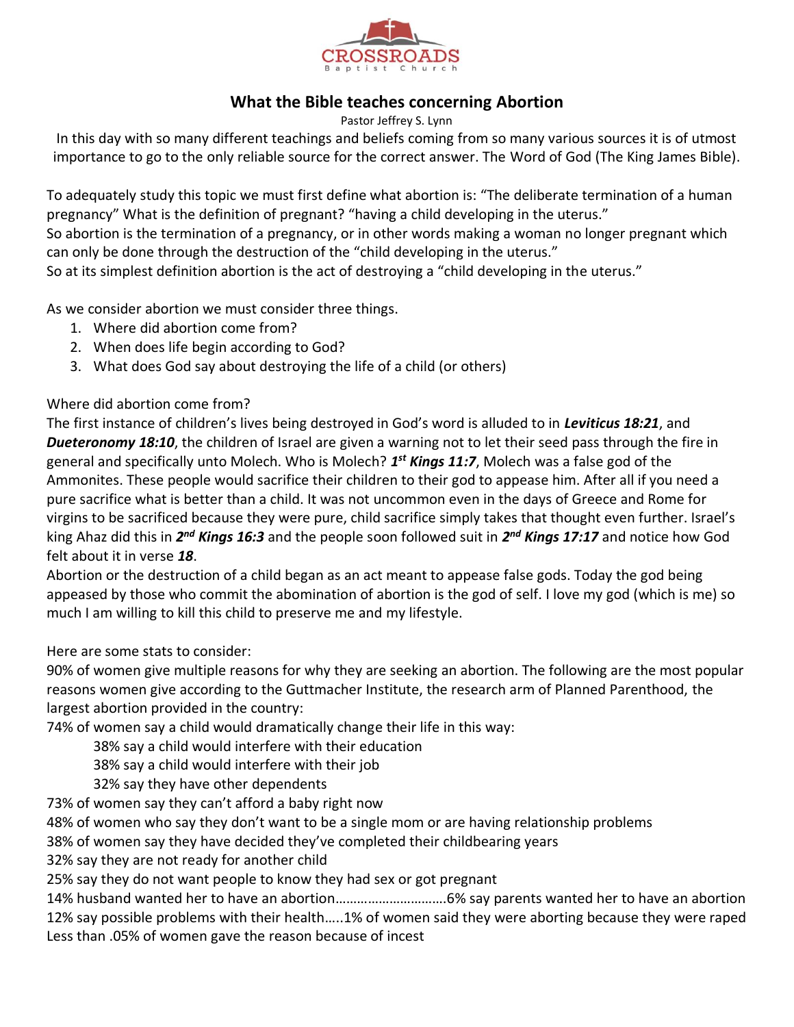# What the Bible teaches concerning Abortion

Pastor Jeffrey S. Lynn

In this day with so many different teachings and beliefs coming from so many various sources it is of utmost importance to go to the only reliable source for the correct answer. The Word of God (The King James Bible).

To adequately study this topic we must first define what abortion is: "The deliberate termination of a human pregnancy" What is the definition of pregnant? "having a child developing in the uterus."
So abortion is the termination of a pregnancy, or in other words making a woman no longer pregnant which can only be done through the destruction of the "child developing in the uterus."
So at its simplest definition abortion is the act of destroying a "child developing in the uterus."

As we consider abortion we must consider three things.

1. Where did abortion come from?
2. When does life begin according to God?
3. What does God say about destroying the life of a child (or others)

Where did abortion come from?
The first instance of children's lives being destroyed in God's word is alluded to in ***Leviticus 18:21***, and ***Dueteronomy 18:10***, the children of Israel are given a warning not to let their seed pass through the fire in general and specifically unto Molech. Who is Molech? ***1st Kings 11:7***, Molech was a false god of the Ammonites. These people would sacrifice their children to their god to appease him. After all if you need a pure sacrifice what is better than a child. It was not uncommon even in the days of Greece and Rome for virgins to be sacrificed because they were pure, child sacrifice simply takes that thought even further. Israel's king Ahaz did this in ***2nd Kings 16:3*** and the people soon followed suit in ***2nd Kings 17:17*** and notice how God felt about it in verse ***18***.
Abortion or the destruction of a child began as an act meant to appease false gods. Today the god being appeased by those who commit the abomination of abortion is the god of self. I love my god (which is me) so much I am willing to kill this child to preserve me and my lifestyle.

Here are some stats to consider:
90% of women give multiple reasons for why they are seeking an abortion. The following are the most popular reasons women give according to the Guttmacher Institute, the research arm of Planned Parenthood, the largest abortion provided in the country:
74% of women say a child would dramatically change their life in this way:

- 38% say a child would interfere with their education
- 38% say a child would interfere with their job
- 32% say they have other dependents

73% of women say they can't afford a baby right now
48% of women who say they don't want to be a single mom or are having relationship problems
38% of women say they have decided they've completed their childbearing years
32% say they are not ready for another child
25% say they do not want people to know they had sex or got pregnant
14% husband wanted her to have an abortion…………………………6% say parents wanted her to have an abortion
12% say possible problems with their health…..1% of women said they were aborting because they were raped
Less than .05% of women gave the reason because of incest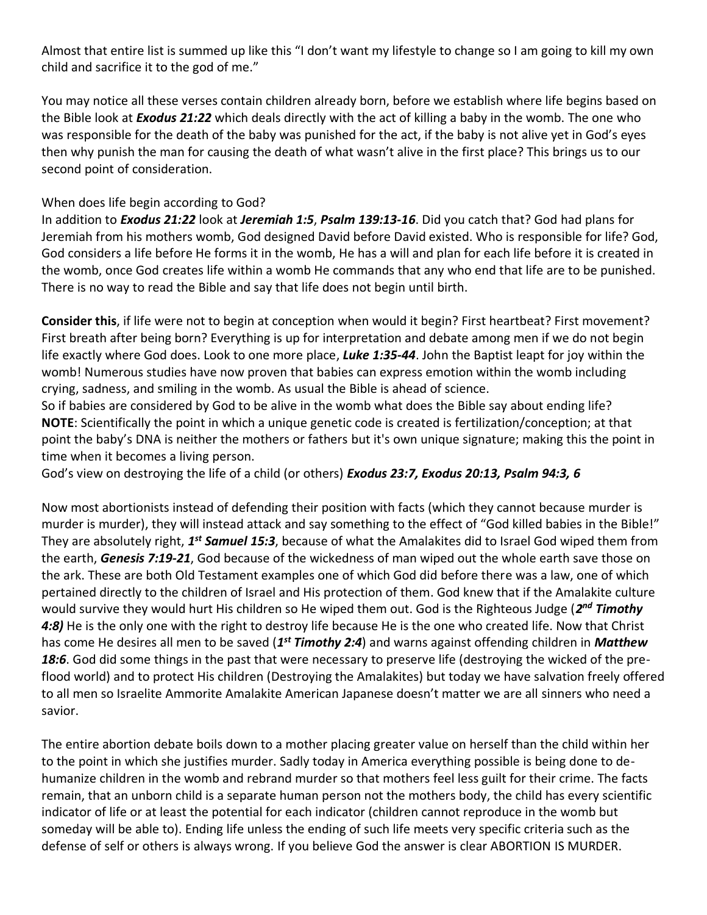Almost that entire list is summed up like this "I don't want my lifestyle to change so I am going to kill my own child and sacrifice it to the god of me."

You may notice all these verses contain children already born, before we establish where life begins based on the Bible look at ***Exodus 21:22*** which deals directly with the act of killing a baby in the womb. The one who was responsible for the death of the baby was punished for the act, if the baby is not alive yet in God's eyes then why punish the man for causing the death of what wasn't alive in the first place? This brings us to our second point of consideration.

When does life begin according to God?
In addition to ***Exodus 21:22*** look at ***Jeremiah 1:5***, ***Psalm 139:13-16***. Did you catch that? God had plans for Jeremiah from his mothers womb, God designed David before David existed. Who is responsible for life? God, God considers a life before He forms it in the womb, He has a will and plan for each life before it is created in the womb, once God creates life within a womb He commands that any who end that life are to be punished. There is no way to read the Bible and say that life does not begin until birth.

**Consider this**, if life were not to begin at conception when would it begin? First heartbeat? First movement? First breath after being born? Everything is up for interpretation and debate among men if we do not begin life exactly where God does. Look to one more place, ***Luke 1:35-44***. John the Baptist leapt for joy within the womb! Numerous studies have now proven that babies can express emotion within the womb including crying, sadness, and smiling in the womb. As usual the Bible is ahead of science.
So if babies are considered by God to be alive in the womb what does the Bible say about ending life?
**NOTE**: Scientifically the point in which a unique genetic code is created is fertilization/conception; at that point the baby's DNA is neither the mothers or fathers but it's own unique signature; making this the point in time when it becomes a living person.
God's view on destroying the life of a child (or others) ***Exodus 23:7, Exodus 20:13, Psalm 94:3, 6***

Now most abortionists instead of defending their position with facts (which they cannot because murder is murder is murder), they will instead attack and say something to the effect of "God killed babies in the Bible!" They are absolutely right, ***1st Samuel 15:3***, because of what the Amalakites did to Israel God wiped them from the earth, ***Genesis 7:19-21***, God because of the wickedness of man wiped out the whole earth save those on the ark. These are both Old Testament examples one of which God did before there was a law, one of which pertained directly to the children of Israel and His protection of them. God knew that if the Amalakite culture would survive they would hurt His children so He wiped them out. God is the Righteous Judge (***2nd Timothy 4:8)*** He is the only one with the right to destroy life because He is the one who created life. Now that Christ has come He desires all men to be saved (***1st Timothy 2:4***) and warns against offending children in ***Matthew 18:6***. God did some things in the past that were necessary to preserve life (destroying the wicked of the pre-flood world) and to protect His children (Destroying the Amalakites) but today we have salvation freely offered to all men so Israelite Ammorite Amalakite American Japanese doesn't matter we are all sinners who need a savior.

The entire abortion debate boils down to a mother placing greater value on herself than the child within her to the point in which she justifies murder. Sadly today in America everything possible is being done to de-humanize children in the womb and rebrand murder so that mothers feel less guilt for their crime. The facts remain, that an unborn child is a separate human person not the mothers body, the child has every scientific indicator of life or at least the potential for each indicator (children cannot reproduce in the womb but someday will be able to). Ending life unless the ending of such life meets very specific criteria such as the defense of self or others is always wrong. If you believe God the answer is clear ABORTION IS MURDER.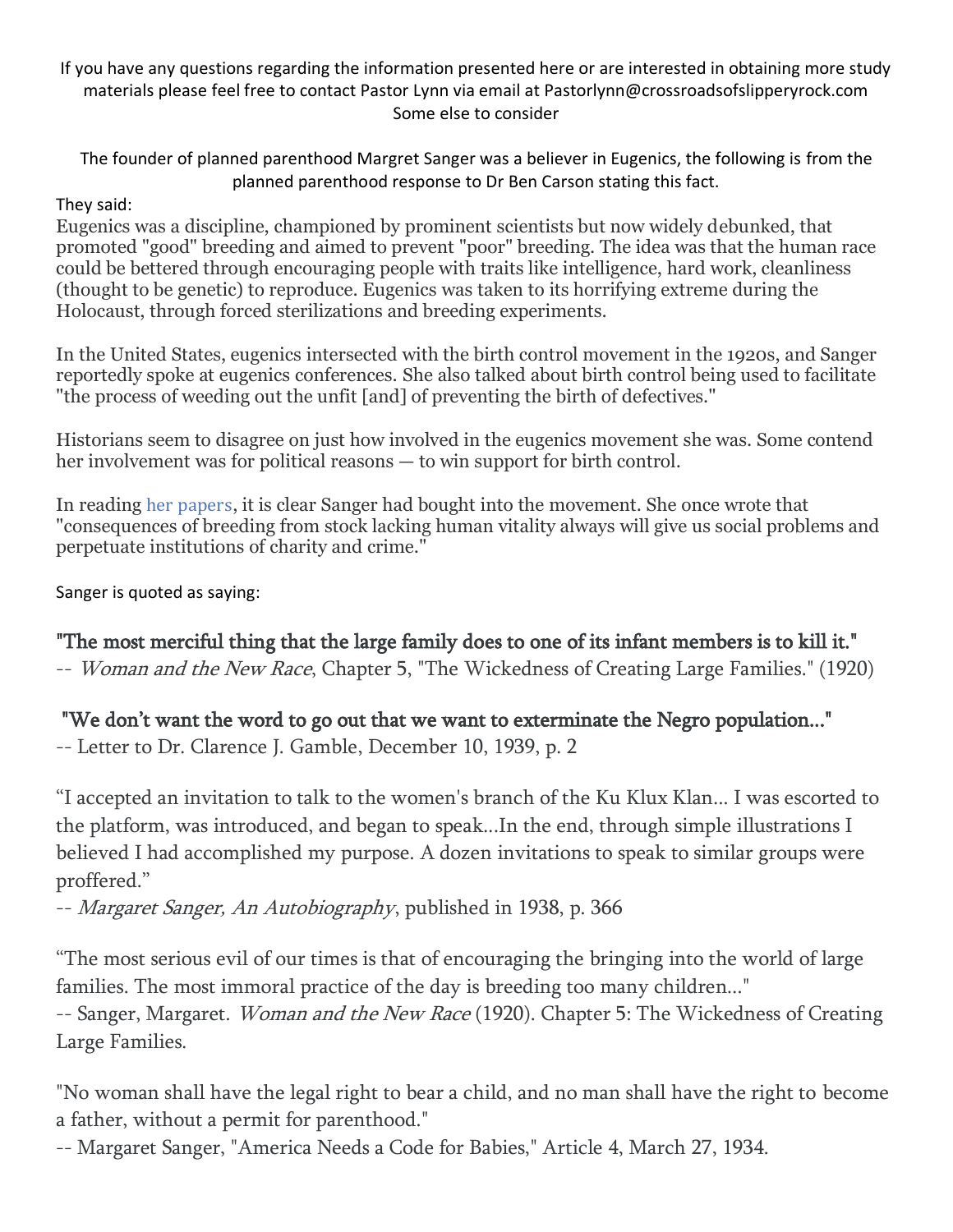If you have any questions regarding the information presented here or are interested in obtaining more study materials please feel free to contact Pastor Lynn via email at Pastorlynn@crossroadsofslipperyrock.com
Some else to consider

The founder of planned parenthood Margret Sanger was a believer in Eugenics, the following is from the planned parenthood response to Dr Ben Carson stating this fact.

They said:

Eugenics was a discipline, championed by prominent scientists but now widely debunked, that promoted "good" breeding and aimed to prevent "poor" breeding. The idea was that the human race could be bettered through encouraging people with traits like intelligence, hard work, cleanliness (thought to be genetic) to reproduce. Eugenics was taken to its horrifying extreme during the Holocaust, through forced sterilizations and breeding experiments.

In the United States, eugenics intersected with the birth control movement in the 1920s, and Sanger reportedly spoke at eugenics conferences. She also talked about birth control being used to facilitate "the process of weeding out the unfit [and] of preventing the birth of defectives."

Historians seem to disagree on just how involved in the eugenics movement she was. Some contend her involvement was for political reasons — to win support for birth control.

In reading her papers, it is clear Sanger had bought into the movement. She once wrote that "consequences of breeding from stock lacking human vitality always will give us social problems and perpetuate institutions of charity and crime."

Sanger is quoted as saying:

**"The most merciful thing that the large family does to one of its infant members is to kill it."**
-- *Woman and the New Race*, Chapter 5, "The Wickedness of Creating Large Families." (1920)

**"We don't want the word to go out that we want to exterminate the Negro population..."**
-- Letter to Dr. Clarence J. Gamble, December 10, 1939, p. 2

"I accepted an invitation to talk to the women's branch of the Ku Klux Klan... I was escorted to the platform, was introduced, and began to speak...In the end, through simple illustrations I believed I had accomplished my purpose. A dozen invitations to speak to similar groups were proffered."
-- *Margaret Sanger, An Autobiography*, published in 1938, p. 366

"The most serious evil of our times is that of encouraging the bringing into the world of large families. The most immoral practice of the day is breeding too many children..."
-- Sanger, Margaret. *Woman and the New Race* (1920). Chapter 5: The Wickedness of Creating Large Families.

"No woman shall have the legal right to bear a child, and no man shall have the right to become a father, without a permit for parenthood."
-- Margaret Sanger, "America Needs a Code for Babies," Article 4, March 27, 1934.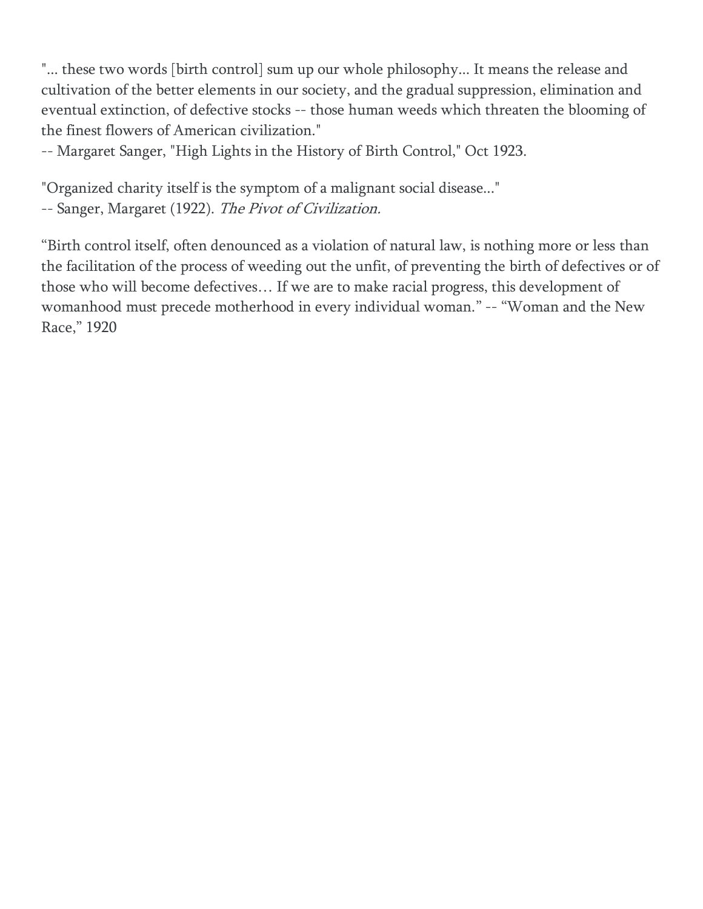"... these two words [birth control] sum up our whole philosophy... It means the release and cultivation of the better elements in our society, and the gradual suppression, elimination and eventual extinction, of defective stocks -- those human weeds which threaten the blooming of the finest flowers of American civilization."
-- Margaret Sanger, "High Lights in the History of Birth Control," Oct 1923.

"Organized charity itself is the symptom of a malignant social disease..."
-- Sanger, Margaret (1922). *The Pivot of Civilization.*

"Birth control itself, often denounced as a violation of natural law, is nothing more or less than the facilitation of the process of weeding out the unfit, of preventing the birth of defectives or of those who will become defectives… If we are to make racial progress, this development of womanhood must precede motherhood in every individual woman." -- "Woman and the New Race," 1920